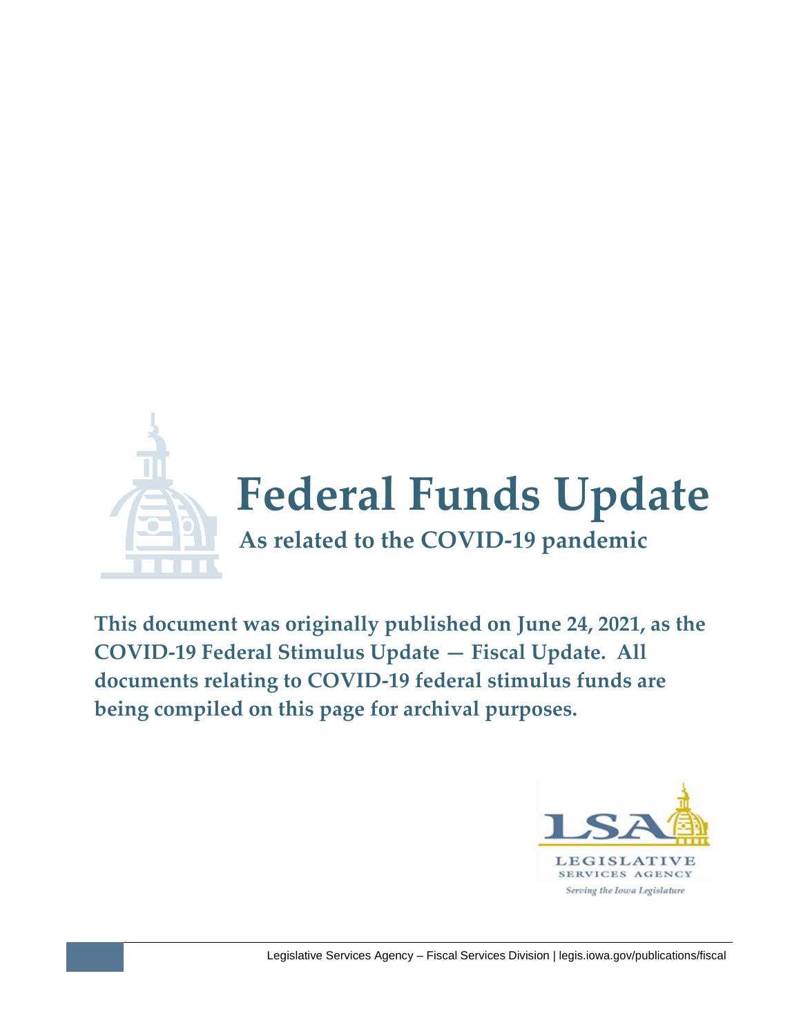# Federal Funds Update

## As related to the COVID-19 pandemic

**This document was originally published on June 24, 2021, as the COVID-19 Federal Stimulus Update — Fiscal Update. All documents relating to COVID-19 federal stimulus funds are being compiled on this page for archival purposes.**

LSA
LEGISLATIVE SERVICES AGENCY
*Serving the Iowa Legislature*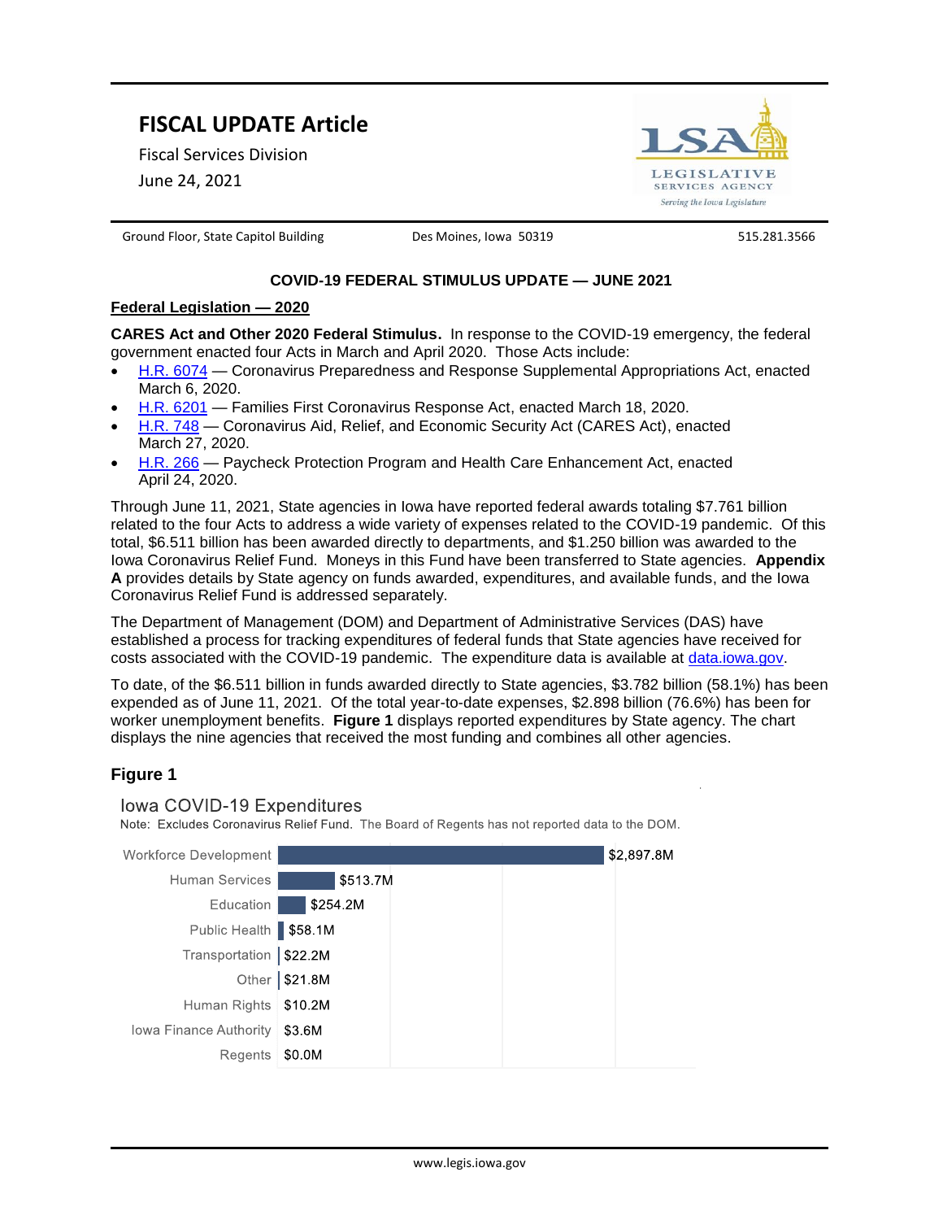# FISCAL UPDATE Article

Fiscal Services Division

June 24, 2021

Ground Floor, State Capitol Building | Des Moines, Iowa 50319 | 515.281.3566

## COVID-19 FEDERAL STIMULUS UPDATE — JUNE 2021

### Federal Legislation — 2020

**CARES Act and Other 2020 Federal Stimulus.** In response to the COVID-19 emergency, the federal government enacted four Acts in March and April 2020. Those Acts include:

- H.R. 6074 — Coronavirus Preparedness and Response Supplemental Appropriations Act, enacted March 6, 2020.
- H.R. 6201 — Families First Coronavirus Response Act, enacted March 18, 2020.
- H.R. 748 — Coronavirus Aid, Relief, and Economic Security Act (CARES Act), enacted March 27, 2020.
- H.R. 266 — Paycheck Protection Program and Health Care Enhancement Act, enacted April 24, 2020.

Through June 11, 2021, State agencies in Iowa have reported federal awards totaling $7.761 billion related to the four Acts to address a wide variety of expenses related to the COVID-19 pandemic. Of this total, $6.511 billion has been awarded directly to departments, and $1.250 billion was awarded to the Iowa Coronavirus Relief Fund. Moneys in this Fund have been transferred to State agencies. **Appendix A** provides details by State agency on funds awarded, expenditures, and available funds, and the Iowa Coronavirus Relief Fund is addressed separately.

The Department of Management (DOM) and Department of Administrative Services (DAS) have established a process for tracking expenditures of federal funds that State agencies have received for costs associated with the COVID-19 pandemic. The expenditure data is available at data.iowa.gov.

To date, of the $6.511 billion in funds awarded directly to State agencies, $3.782 billion (58.1%) has been expended as of June 11, 2021. Of the total year-to-date expenses, $2.898 billion (76.6%) has been for worker unemployment benefits. **Figure 1** displays reported expenditures by State agency. The chart displays the nine agencies that received the most funding and combines all other agencies.

### Figure 1

Iowa COVID-19 Expenditures

Note: Excludes Coronavirus Relief Fund. The Board of Regents has not reported data to the DOM.

| Agency | Expenditures |
|---|---|
| Workforce Development | $2,897.8M |
| Human Services | $513.7M |
| Education | $254.2M |
| Public Health | $58.1M |
| Transportation | $22.2M |
| Other | $21.8M |
| Human Rights | $10.2M |
| Iowa Finance Authority | $3.6M |
| Regents | $0.0M |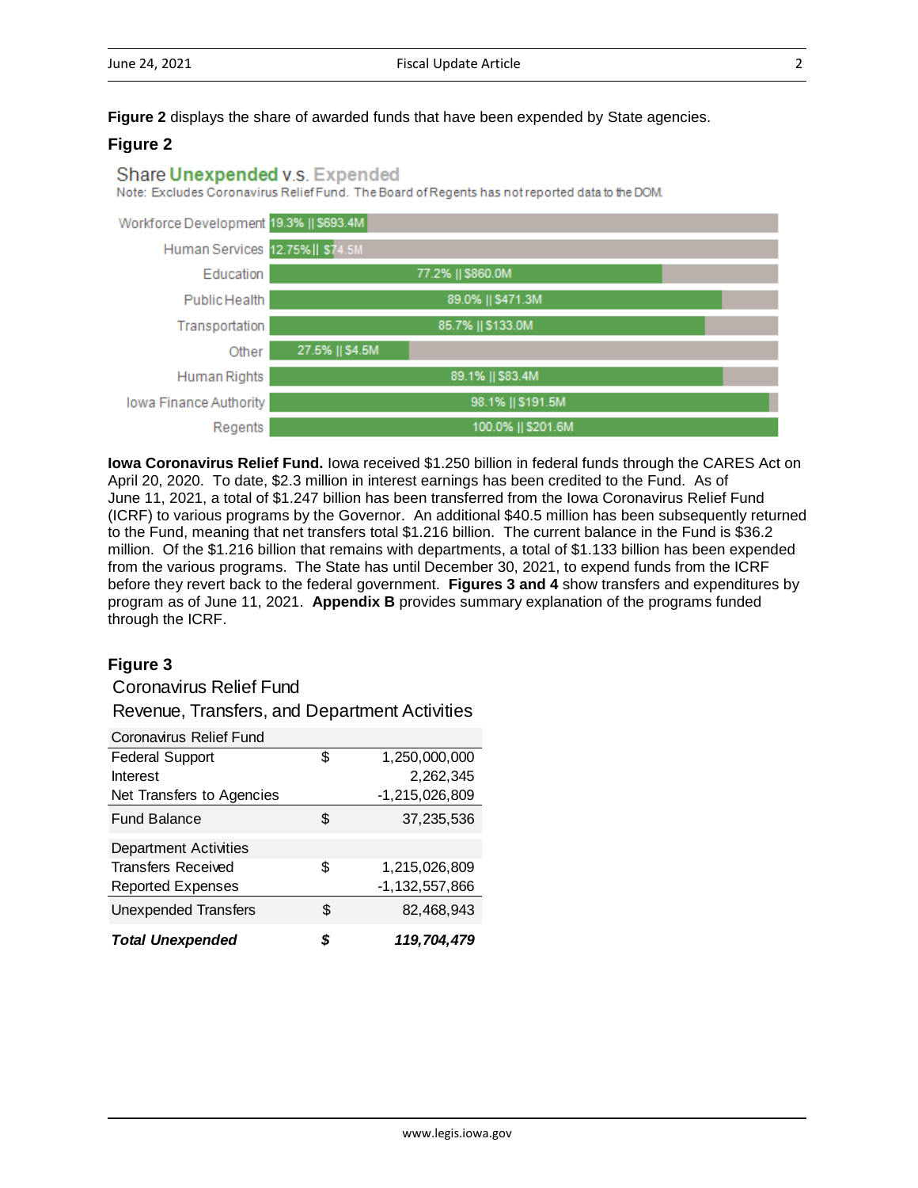**Figure 2** displays the share of awarded funds that have been expended by State agencies.

### Figure 2

Share Unexpended v.s. Expended

Note: Excludes Coronavirus Relief Fund. The Board of Regents has not reported data to the DOM.

| Agency | Share Expended | Amount |
|---|---|---|
| Workforce Development | 19.3% | $693.4M |
| Human Services | 12.75% | $74.5M |
| Education | 77.2% | $860.0M |
| Public Health | 89.0% | $471.3M |
| Transportation | 85.7% | $133.0M |
| Other | 27.5% | $4.5M |
| Human Rights | 89.1% | $83.4M |
| Iowa Finance Authority | 98.1% | $191.5M |
| Regents | 100.0% | $201.6M |

**Iowa Coronavirus Relief Fund.** Iowa received $1.250 billion in federal funds through the CARES Act on April 20, 2020. To date, $2.3 million in interest earnings has been credited to the Fund. As of June 11, 2021, a total of $1.247 billion has been transferred from the Iowa Coronavirus Relief Fund (ICRF) to various programs by the Governor. An additional $40.5 million has been subsequently returned to the Fund, meaning that net transfers total $1.216 billion. The current balance in the Fund is $36.2 million. Of the $1.216 billion that remains with departments, a total of $1.133 billion has been expended from the various programs. The State has until December 30, 2021, to expend funds from the ICRF before they revert back to the federal government. **Figures 3 and 4** show transfers and expenditures by program as of June 11, 2021. **Appendix B** provides summary explanation of the programs funded through the ICRF.

### Figure 3

Coronavirus Relief Fund

Revenue, Transfers, and Department Activities

| Coronavirus Relief Fund | | |
|---|---|---|
| Federal Support | $ | 1,250,000,000 |
| Interest | | 2,262,345 |
| Net Transfers to Agencies | | -1,215,026,809 |
| Fund Balance | $ | 37,235,536 |
| **Department Activities** | | |
| Transfers Received | $ | 1,215,026,809 |
| Reported Expenses | | -1,132,557,866 |
| Unexpended Transfers | $ | 82,468,943 |
| ***Total Unexpended*** | ***$*** | ***119,704,479*** |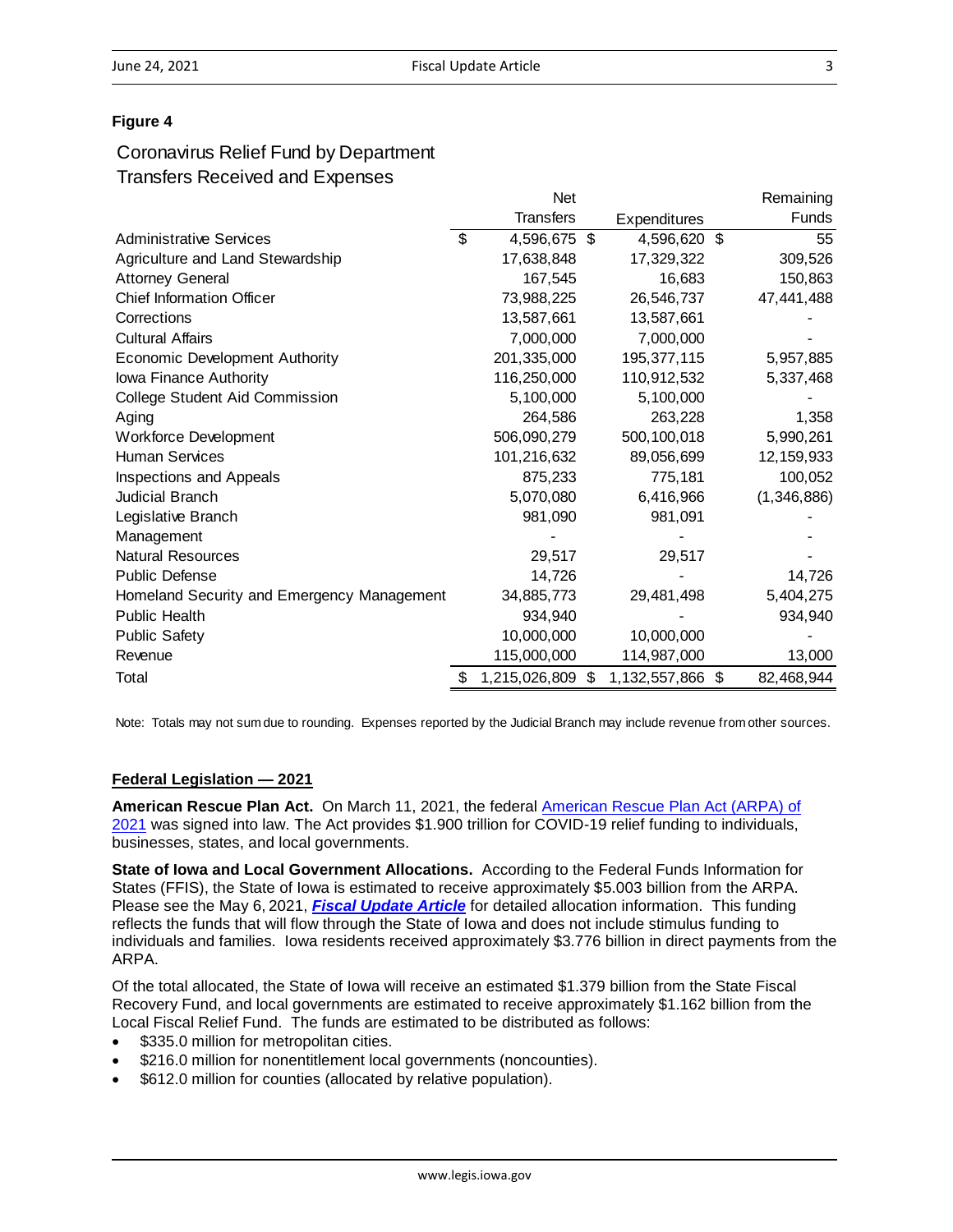**Figure 4**

Coronavirus Relief Fund by Department
Transfers Received and Expenses

| | Net Transfers | Expenditures | Remaining Funds |
|---|---|---|---|
| Administrative Services | $ 4,596,675 | $ 4,596,620 | $ 55 |
| Agriculture and Land Stewardship | 17,638,848 | 17,329,322 | 309,526 |
| Attorney General | 167,545 | 16,683 | 150,863 |
| Chief Information Officer | 73,988,225 | 26,546,737 | 47,441,488 |
| Corrections | 13,587,661 | 13,587,661 | - |
| Cultural Affairs | 7,000,000 | 7,000,000 | - |
| Economic Development Authority | 201,335,000 | 195,377,115 | 5,957,885 |
| Iowa Finance Authority | 116,250,000 | 110,912,532 | 5,337,468 |
| College Student Aid Commission | 5,100,000 | 5,100,000 | - |
| Aging | 264,586 | 263,228 | 1,358 |
| Workforce Development | 506,090,279 | 500,100,018 | 5,990,261 |
| Human Services | 101,216,632 | 89,056,699 | 12,159,933 |
| Inspections and Appeals | 875,233 | 775,181 | 100,052 |
| Judicial Branch | 5,070,080 | 6,416,966 | (1,346,886) |
| Legislative Branch | 981,090 | 981,091 | - |
| Management | - | - | - |
| Natural Resources | 29,517 | 29,517 | - |
| Public Defense | 14,726 | - | 14,726 |
| Homeland Security and Emergency Management | 34,885,773 | 29,481,498 | 5,404,275 |
| Public Health | 934,940 | - | 934,940 |
| Public Safety | 10,000,000 | 10,000,000 | - |
| Revenue | 115,000,000 | 114,987,000 | 13,000 |
| Total | $ 1,215,026,809 | $ 1,132,557,866 | $ 82,468,944 |

Note: Totals may not sum due to rounding. Expenses reported by the Judicial Branch may include revenue from other sources.

## Federal Legislation — 2021

**American Rescue Plan Act.** On March 11, 2021, the federal American Rescue Plan Act (ARPA) of 2021 was signed into law. The Act provides $1.900 trillion for COVID-19 relief funding to individuals, businesses, states, and local governments.

**State of Iowa and Local Government Allocations.** According to the Federal Funds Information for States (FFIS), the State of Iowa is estimated to receive approximately $5.003 billion from the ARPA. Please see the May 6, 2021, ***Fiscal Update Article*** for detailed allocation information. This funding reflects the funds that will flow through the State of Iowa and does not include stimulus funding to individuals and families. Iowa residents received approximately $3.776 billion in direct payments from the ARPA.

Of the total allocated, the State of Iowa will receive an estimated $1.379 billion from the State Fiscal Recovery Fund, and local governments are estimated to receive approximately $1.162 billion from the Local Fiscal Relief Fund. The funds are estimated to be distributed as follows:

- $335.0 million for metropolitan cities.
- $216.0 million for nonentitlement local governments (noncounties).
- $612.0 million for counties (allocated by relative population).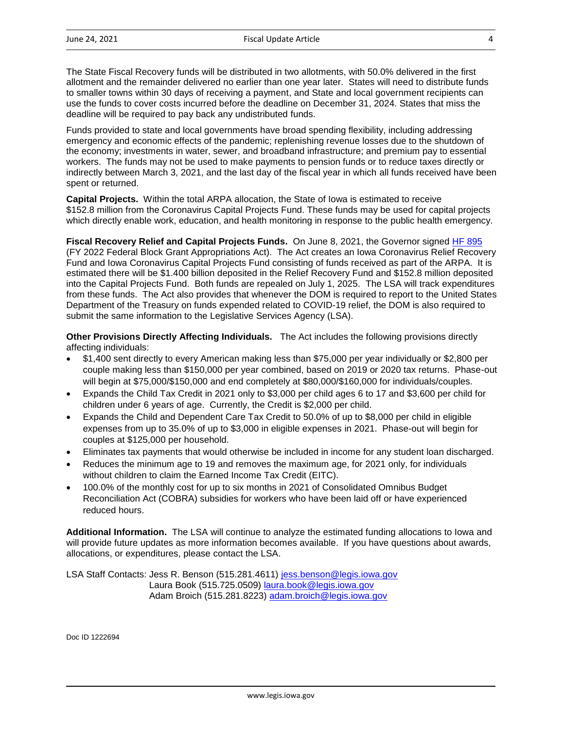The State Fiscal Recovery funds will be distributed in two allotments, with 50.0% delivered in the first allotment and the remainder delivered no earlier than one year later. States will need to distribute funds to smaller towns within 30 days of receiving a payment, and State and local government recipients can use the funds to cover costs incurred before the deadline on December 31, 2024. States that miss the deadline will be required to pay back any undistributed funds.

Funds provided to state and local governments have broad spending flexibility, including addressing emergency and economic effects of the pandemic; replenishing revenue losses due to the shutdown of the economy; investments in water, sewer, and broadband infrastructure; and premium pay to essential workers. The funds may not be used to make payments to pension funds or to reduce taxes directly or indirectly between March 3, 2021, and the last day of the fiscal year in which all funds received have been spent or returned.

**Capital Projects.** Within the total ARPA allocation, the State of Iowa is estimated to receive $152.8 million from the Coronavirus Capital Projects Fund. These funds may be used for capital projects which directly enable work, education, and health monitoring in response to the public health emergency.

**Fiscal Recovery Relief and Capital Projects Funds.** On June 8, 2021, the Governor signed HF 895 (FY 2022 Federal Block Grant Appropriations Act). The Act creates an Iowa Coronavirus Relief Recovery Fund and Iowa Coronavirus Capital Projects Fund consisting of funds received as part of the ARPA. It is estimated there will be $1.400 billion deposited in the Relief Recovery Fund and $152.8 million deposited into the Capital Projects Fund. Both funds are repealed on July 1, 2025. The LSA will track expenditures from these funds. The Act also provides that whenever the DOM is required to report to the United States Department of the Treasury on funds expended related to COVID-19 relief, the DOM is also required to submit the same information to the Legislative Services Agency (LSA).

**Other Provisions Directly Affecting Individuals.** The Act includes the following provisions directly affecting individuals:

- $1,400 sent directly to every American making less than $75,000 per year individually or $2,800 per couple making less than $150,000 per year combined, based on 2019 or 2020 tax returns. Phase-out will begin at $75,000/$150,000 and end completely at $80,000/$160,000 for individuals/couples.
- Expands the Child Tax Credit in 2021 only to $3,000 per child ages 6 to 17 and $3,600 per child for children under 6 years of age. Currently, the Credit is $2,000 per child.
- Expands the Child and Dependent Care Tax Credit to 50.0% of up to $8,000 per child in eligible expenses from up to 35.0% of up to $3,000 in eligible expenses in 2021. Phase-out will begin for couples at $125,000 per household.
- Eliminates tax payments that would otherwise be included in income for any student loan discharged.
- Reduces the minimum age to 19 and removes the maximum age, for 2021 only, for individuals without children to claim the Earned Income Tax Credit (EITC).
- 100.0% of the monthly cost for up to six months in 2021 of Consolidated Omnibus Budget Reconciliation Act (COBRA) subsidies for workers who have been laid off or have experienced reduced hours.

**Additional Information.** The LSA will continue to analyze the estimated funding allocations to Iowa and will provide future updates as more information becomes available. If you have questions about awards, allocations, or expenditures, please contact the LSA.

LSA Staff Contacts: Jess R. Benson (515.281.4611) jess.benson@legis.iowa.gov
Laura Book (515.725.0509) laura.book@legis.iowa.gov
Adam Broich (515.281.8223) adam.broich@legis.iowa.gov

Doc ID 1222694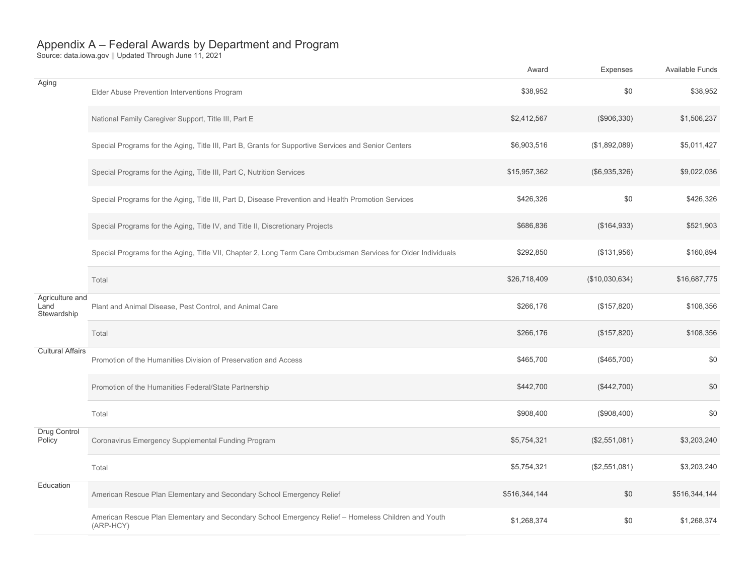# Appendix A – Federal Awards by Department and Program

Source: data.iowa.gov || Updated Through June 11, 2021

| Department | Program | Award | Expenses | Available Funds |
|---|---|---|---|---|
| Aging | Elder Abuse Prevention Interventions Program | $38,952 | $0 | $38,952 |
| | National Family Caregiver Support, Title III, Part E | $2,412,567 | ($906,330) | $1,506,237 |
| | Special Programs for the Aging, Title III, Part B, Grants for Supportive Services and Senior Centers | $6,903,516 | ($1,892,089) | $5,011,427 |
| | Special Programs for the Aging, Title III, Part C, Nutrition Services | $15,957,362 | ($6,935,326) | $9,022,036 |
| | Special Programs for the Aging, Title III, Part D, Disease Prevention and Health Promotion Services | $426,326 | $0 | $426,326 |
| | Special Programs for the Aging, Title IV, and Title II, Discretionary Projects | $686,836 | ($164,933) | $521,903 |
| | Special Programs for the Aging, Title VII, Chapter 2, Long Term Care Ombudsman Services for Older Individuals | $292,850 | ($131,956) | $160,894 |
| | Total | $26,718,409 | ($10,030,634) | $16,687,775 |
| Agriculture and Land Stewardship | Plant and Animal Disease, Pest Control, and Animal Care | $266,176 | ($157,820) | $108,356 |
| | Total | $266,176 | ($157,820) | $108,356 |
| Cultural Affairs | Promotion of the Humanities Division of Preservation and Access | $465,700 | ($465,700) | $0 |
| | Promotion of the Humanities Federal/State Partnership | $442,700 | ($442,700) | $0 |
| | Total | $908,400 | ($908,400) | $0 |
| Drug Control Policy | Coronavirus Emergency Supplemental Funding Program | $5,754,321 | ($2,551,081) | $3,203,240 |
| | Total | $5,754,321 | ($2,551,081) | $3,203,240 |
| Education | American Rescue Plan Elementary and Secondary School Emergency Relief | $516,344,144 | $0 | $516,344,144 |
| | American Rescue Plan Elementary and Secondary School Emergency Relief – Homeless Children and Youth (ARP-HCY) | $1,268,374 | $0 | $1,268,374 |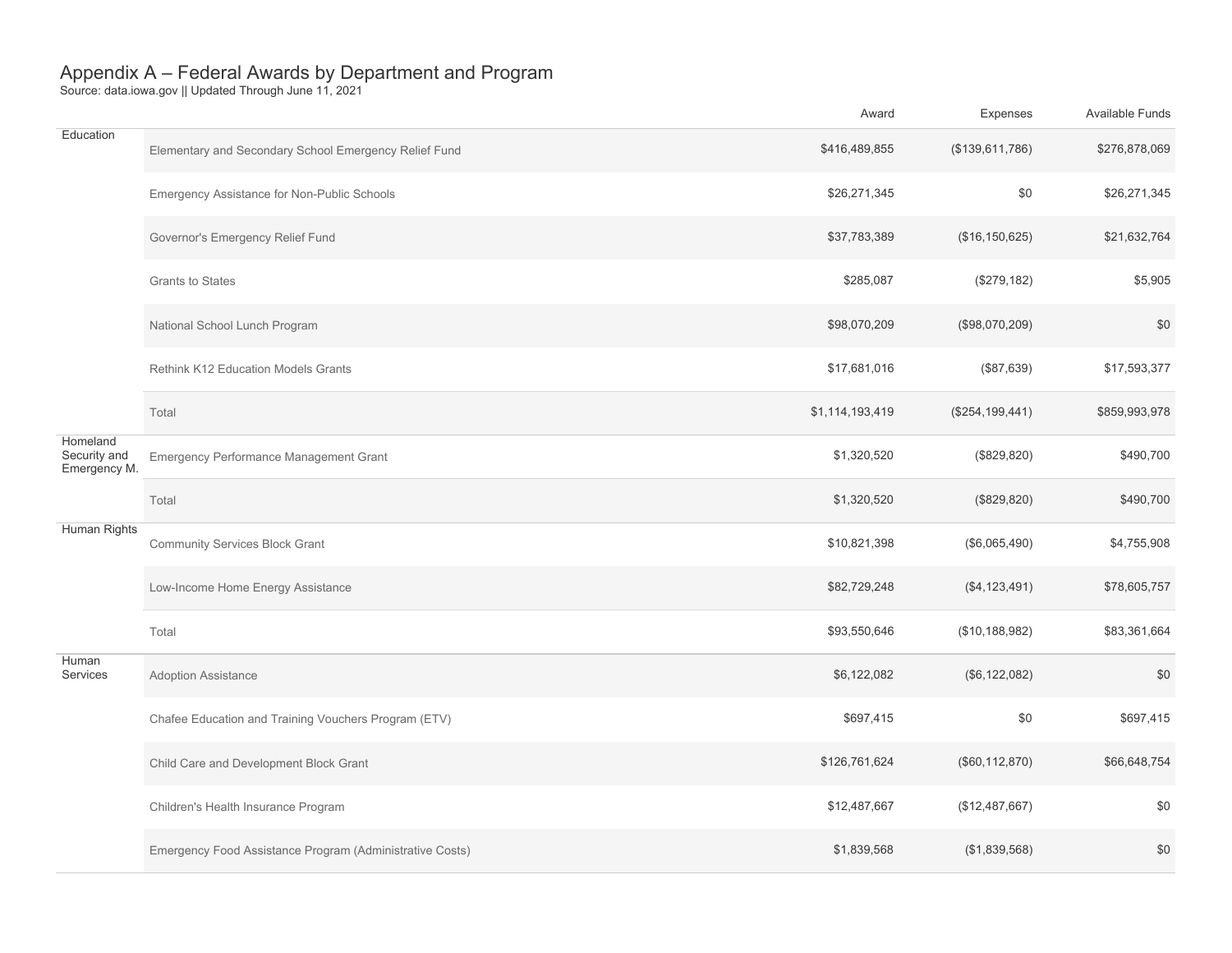# Appendix A – Federal Awards by Department and Program

Source: data.iowa.gov || Updated Through June 11, 2021

| Department | Program | Award | Expenses | Available Funds |
|---|---|---|---|---|
| Education | Elementary and Secondary School Emergency Relief Fund | $416,489,855 | ($139,611,786) | $276,878,069 |
| | Emergency Assistance for Non-Public Schools | $26,271,345 | $0 | $26,271,345 |
| | Governor's Emergency Relief Fund | $37,783,389 | ($16,150,625) | $21,632,764 |
| | Grants to States | $285,087 | ($279,182) | $5,905 |
| | National School Lunch Program | $98,070,209 | ($98,070,209) | $0 |
| | Rethink K12 Education Models Grants | $17,681,016 | ($87,639) | $17,593,377 |
| | Total | $1,114,193,419 | ($254,199,441) | $859,993,978 |
| Homeland Security and Emergency M. | Emergency Performance Management Grant | $1,320,520 | ($829,820) | $490,700 |
| | Total | $1,320,520 | ($829,820) | $490,700 |
| Human Rights | Community Services Block Grant | $10,821,398 | ($6,065,490) | $4,755,908 |
| | Low-Income Home Energy Assistance | $82,729,248 | ($4,123,491) | $78,605,757 |
| | Total | $93,550,646 | ($10,188,982) | $83,361,664 |
| Human Services | Adoption Assistance | $6,122,082 | ($6,122,082) | $0 |
| | Chafee Education and Training Vouchers Program (ETV) | $697,415 | $0 | $697,415 |
| | Child Care and Development Block Grant | $126,761,624 | ($60,112,870) | $66,648,754 |
| | Children's Health Insurance Program | $12,487,667 | ($12,487,667) | $0 |
| | Emergency Food Assistance Program (Administrative Costs) | $1,839,568 | ($1,839,568) | $0 |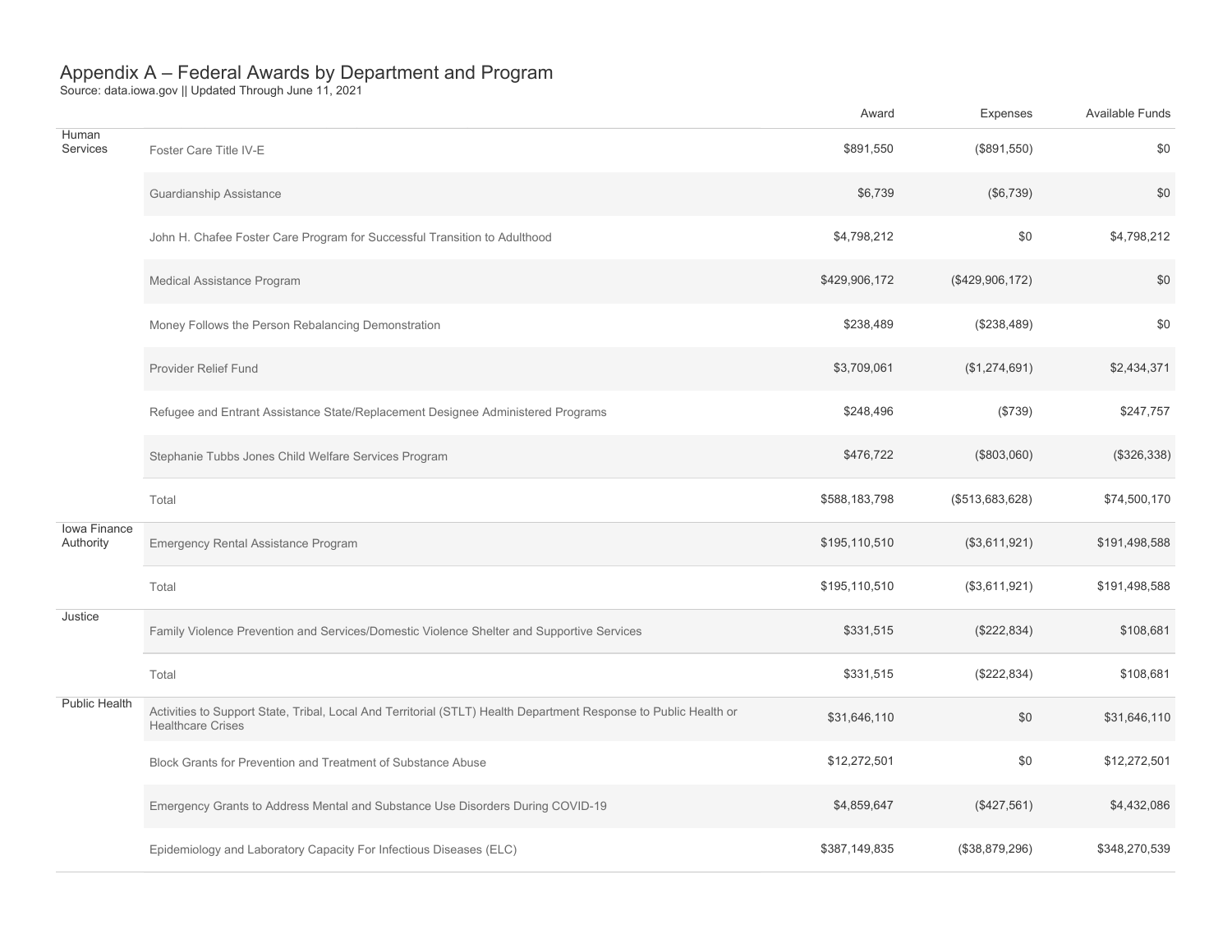# Appendix A – Federal Awards by Department and Program

Source: data.iowa.gov || Updated Through June 11, 2021

| Department | Program | Award | Expenses | Available Funds |
|---|---|---|---|---|
| Human Services | Foster Care Title IV-E | $891,550 | ($891,550) | $0 |
| | Guardianship Assistance | $6,739 | ($6,739) | $0 |
| | John H. Chafee Foster Care Program for Successful Transition to Adulthood | $4,798,212 | $0 | $4,798,212 |
| | Medical Assistance Program | $429,906,172 | ($429,906,172) | $0 |
| | Money Follows the Person Rebalancing Demonstration | $238,489 | ($238,489) | $0 |
| | Provider Relief Fund | $3,709,061 | ($1,274,691) | $2,434,371 |
| | Refugee and Entrant Assistance State/Replacement Designee Administered Programs | $248,496 | ($739) | $247,757 |
| | Stephanie Tubbs Jones Child Welfare Services Program | $476,722 | ($803,060) | ($326,338) |
| | Total | $588,183,798 | ($513,683,628) | $74,500,170 |
| Iowa Finance Authority | Emergency Rental Assistance Program | $195,110,510 | ($3,611,921) | $191,498,588 |
| | Total | $195,110,510 | ($3,611,921) | $191,498,588 |
| Justice | Family Violence Prevention and Services/Domestic Violence Shelter and Supportive Services | $331,515 | ($222,834) | $108,681 |
| | Total | $331,515 | ($222,834) | $108,681 |
| Public Health | Activities to Support State, Tribal, Local And Territorial (STLT) Health Department Response to Public Health or Healthcare Crises | $31,646,110 | $0 | $31,646,110 |
| | Block Grants for Prevention and Treatment of Substance Abuse | $12,272,501 | $0 | $12,272,501 |
| | Emergency Grants to Address Mental and Substance Use Disorders During COVID-19 | $4,859,647 | ($427,561) | $4,432,086 |
| | Epidemiology and Laboratory Capacity For Infectious Diseases (ELC) | $387,149,835 | ($38,879,296) | $348,270,539 |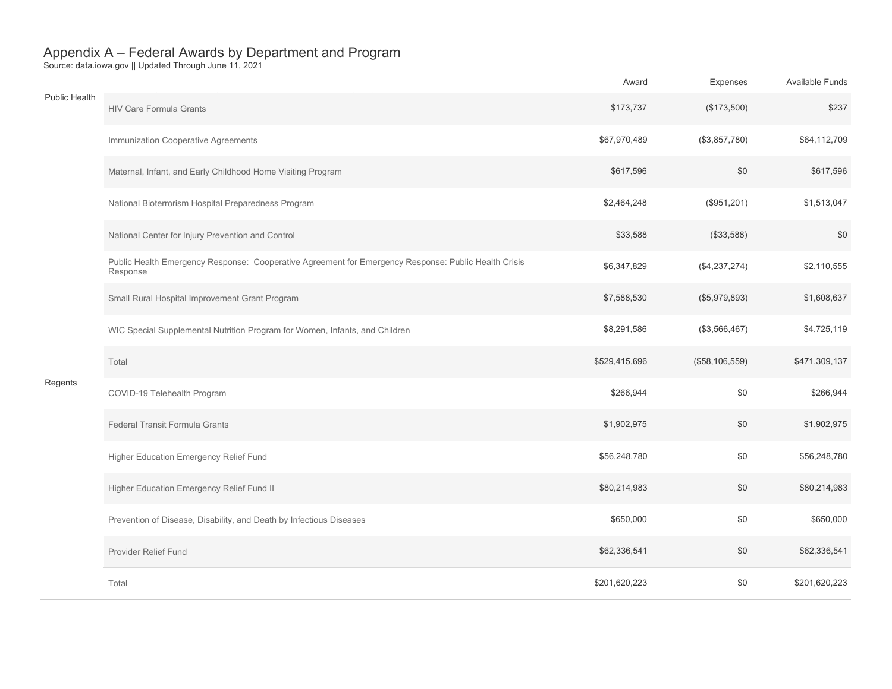# Appendix A – Federal Awards by Department and Program

Source: data.iowa.gov || Updated Through June 11, 2021

| | | Award | Expenses | Available Funds |
|---|---|---|---|---|
| Public Health | HIV Care Formula Grants | $173,737 | ($173,500) | $237 |
| | Immunization Cooperative Agreements | $67,970,489 | ($3,857,780) | $64,112,709 |
| | Maternal, Infant, and Early Childhood Home Visiting Program | $617,596 | $0 | $617,596 |
| | National Bioterrorism Hospital Preparedness Program | $2,464,248 | ($951,201) | $1,513,047 |
| | National Center for Injury Prevention and Control | $33,588 | ($33,588) | $0 |
| | Public Health Emergency Response: Cooperative Agreement for Emergency Response: Public Health Crisis Response | $6,347,829 | ($4,237,274) | $2,110,555 |
| | Small Rural Hospital Improvement Grant Program | $7,588,530 | ($5,979,893) | $1,608,637 |
| | WIC Special Supplemental Nutrition Program for Women, Infants, and Children | $8,291,586 | ($3,566,467) | $4,725,119 |
| | Total | $529,415,696 | ($58,106,559) | $471,309,137 |
| Regents | COVID-19 Telehealth Program | $266,944 | $0 | $266,944 |
| | Federal Transit Formula Grants | $1,902,975 | $0 | $1,902,975 |
| | Higher Education Emergency Relief Fund | $56,248,780 | $0 | $56,248,780 |
| | Higher Education Emergency Relief Fund II | $80,214,983 | $0 | $80,214,983 |
| | Prevention of Disease, Disability, and Death by Infectious Diseases | $650,000 | $0 | $650,000 |
| | Provider Relief Fund | $62,336,541 | $0 | $62,336,541 |
| | Total | $201,620,223 | $0 | $201,620,223 |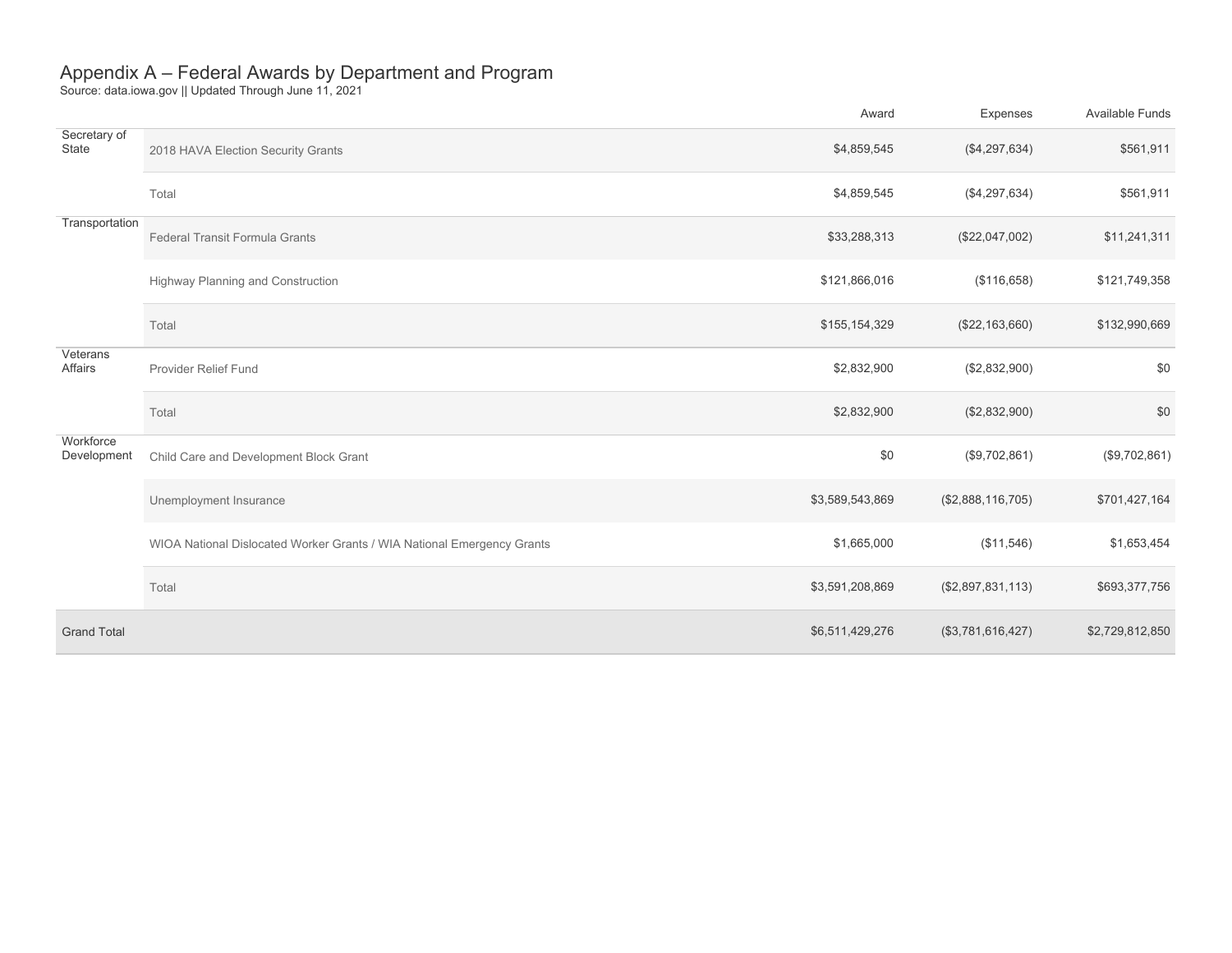# Appendix A – Federal Awards by Department and Program

Source: data.iowa.gov || Updated Through June 11, 2021

| | | Award | Expenses | Available Funds |
|---|---|---|---|---|
| Secretary of State | 2018 HAVA Election Security Grants | $4,859,545 | ($4,297,634) | $561,911 |
| | Total | $4,859,545 | ($4,297,634) | $561,911 |
| Transportation | Federal Transit Formula Grants | $33,288,313 | ($22,047,002) | $11,241,311 |
| | Highway Planning and Construction | $121,866,016 | ($116,658) | $121,749,358 |
| | Total | $155,154,329 | ($22,163,660) | $132,990,669 |
| Veterans Affairs | Provider Relief Fund | $2,832,900 | ($2,832,900) | $0 |
| | Total | $2,832,900 | ($2,832,900) | $0 |
| Workforce Development | Child Care and Development Block Grant | $0 | ($9,702,861) | ($9,702,861) |
| | Unemployment Insurance | $3,589,543,869 | ($2,888,116,705) | $701,427,164 |
| | WIOA National Dislocated Worker Grants / WIA National Emergency Grants | $1,665,000 | ($11,546) | $1,653,454 |
| | Total | $3,591,208,869 | ($2,897,831,113) | $693,377,756 |
| Grand Total | | $6,511,429,276 | ($3,781,616,427) | $2,729,812,850 |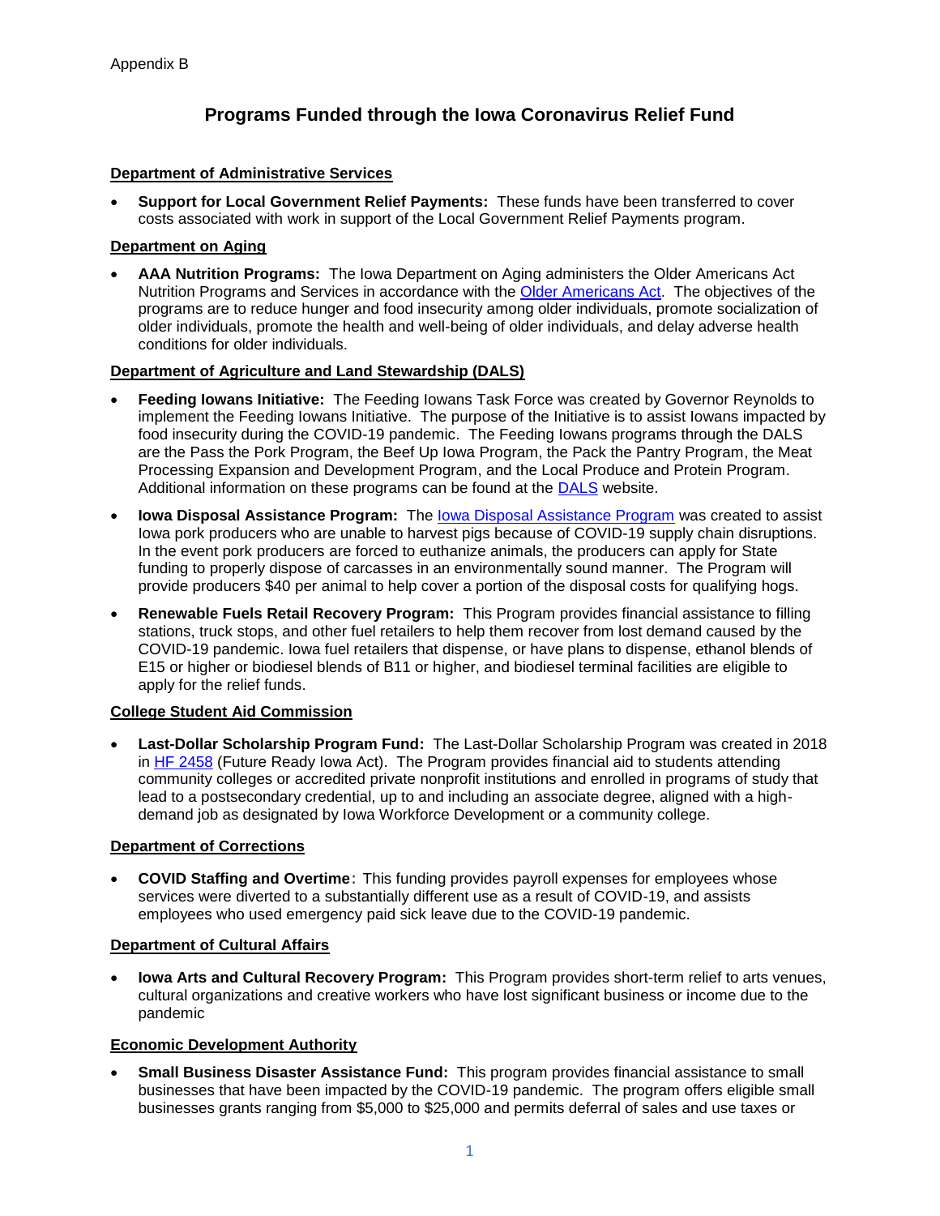Appendix B

# Programs Funded through the Iowa Coronavirus Relief Fund

**Department of Administrative Services**

- **Support for Local Government Relief Payments:** These funds have been transferred to cover costs associated with work in support of the Local Government Relief Payments program.

**Department on Aging**

- **AAA Nutrition Programs:** The Iowa Department on Aging administers the Older Americans Act Nutrition Programs and Services in accordance with the Older Americans Act. The objectives of the programs are to reduce hunger and food insecurity among older individuals, promote socialization of older individuals, promote the health and well-being of older individuals, and delay adverse health conditions for older individuals.

**Department of Agriculture and Land Stewardship (DALS)**

- **Feeding Iowans Initiative:** The Feeding Iowans Task Force was created by Governor Reynolds to implement the Feeding Iowans Initiative. The purpose of the Initiative is to assist Iowans impacted by food insecurity during the COVID-19 pandemic. The Feeding Iowans programs through the DALS are the Pass the Pork Program, the Beef Up Iowa Program, the Pack the Pantry Program, the Meat Processing Expansion and Development Program, and the Local Produce and Protein Program. Additional information on these programs can be found at the DALS website.
- **Iowa Disposal Assistance Program:** The Iowa Disposal Assistance Program was created to assist Iowa pork producers who are unable to harvest pigs because of COVID-19 supply chain disruptions. In the event pork producers are forced to euthanize animals, the producers can apply for State funding to properly dispose of carcasses in an environmentally sound manner. The Program will provide producers $40 per animal to help cover a portion of the disposal costs for qualifying hogs.
- **Renewable Fuels Retail Recovery Program:** This Program provides financial assistance to filling stations, truck stops, and other fuel retailers to help them recover from lost demand caused by the COVID-19 pandemic. Iowa fuel retailers that dispense, or have plans to dispense, ethanol blends of E15 or higher or biodiesel blends of B11 or higher, and biodiesel terminal facilities are eligible to apply for the relief funds.

**College Student Aid Commission**

- **Last-Dollar Scholarship Program Fund:** The Last-Dollar Scholarship Program was created in 2018 in HF 2458 (Future Ready Iowa Act). The Program provides financial aid to students attending community colleges or accredited private nonprofit institutions and enrolled in programs of study that lead to a postsecondary credential, up to and including an associate degree, aligned with a high-demand job as designated by Iowa Workforce Development or a community college.

**Department of Corrections**

- **COVID Staffing and Overtime:** This funding provides payroll expenses for employees whose services were diverted to a substantially different use as a result of COVID-19, and assists employees who used emergency paid sick leave due to the COVID-19 pandemic.

**Department of Cultural Affairs**

- **Iowa Arts and Cultural Recovery Program:** This Program provides short-term relief to arts venues, cultural organizations and creative workers who have lost significant business or income due to the pandemic

**Economic Development Authority**

- **Small Business Disaster Assistance Fund:** This program provides financial assistance to small businesses that have been impacted by the COVID-19 pandemic. The program offers eligible small businesses grants ranging from $5,000 to $25,000 and permits deferral of sales and use taxes or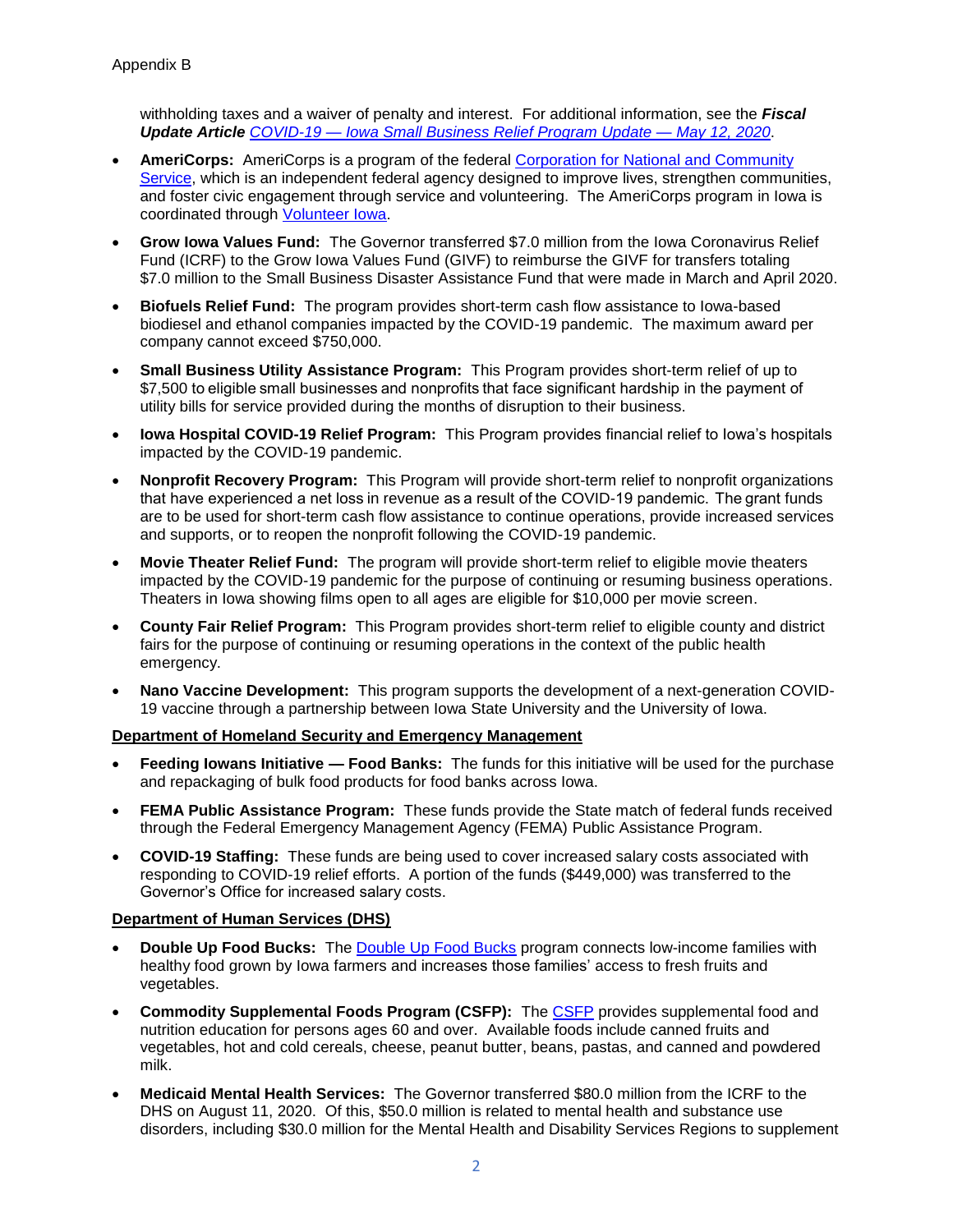withholding taxes and a waiver of penalty and interest. For additional information, see the ***Fiscal Update Article*** *COVID-19 — Iowa Small Business Relief Program Update — May 12, 2020*.

- **AmeriCorps:** AmeriCorps is a program of the federal Corporation for National and Community Service, which is an independent federal agency designed to improve lives, strengthen communities, and foster civic engagement through service and volunteering. The AmeriCorps program in Iowa is coordinated through Volunteer Iowa.
- **Grow Iowa Values Fund:** The Governor transferred $7.0 million from the Iowa Coronavirus Relief Fund (ICRF) to the Grow Iowa Values Fund (GIVF) to reimburse the GIVF for transfers totaling $7.0 million to the Small Business Disaster Assistance Fund that were made in March and April 2020.
- **Biofuels Relief Fund:** The program provides short-term cash flow assistance to Iowa-based biodiesel and ethanol companies impacted by the COVID-19 pandemic. The maximum award per company cannot exceed $750,000.
- **Small Business Utility Assistance Program:** This Program provides short-term relief of up to $7,500 to eligible small businesses and nonprofits that face significant hardship in the payment of utility bills for service provided during the months of disruption to their business.
- **Iowa Hospital COVID-19 Relief Program:** This Program provides financial relief to Iowa's hospitals impacted by the COVID-19 pandemic.
- **Nonprofit Recovery Program:** This Program will provide short-term relief to nonprofit organizations that have experienced a net loss in revenue as a result of the COVID-19 pandemic. The grant funds are to be used for short-term cash flow assistance to continue operations, provide increased services and supports, or to reopen the nonprofit following the COVID-19 pandemic.
- **Movie Theater Relief Fund:** The program will provide short-term relief to eligible movie theaters impacted by the COVID-19 pandemic for the purpose of continuing or resuming business operations. Theaters in Iowa showing films open to all ages are eligible for $10,000 per movie screen.
- **County Fair Relief Program:** This Program provides short-term relief to eligible county and district fairs for the purpose of continuing or resuming operations in the context of the public health emergency.
- **Nano Vaccine Development:** This program supports the development of a next-generation COVID-19 vaccine through a partnership between Iowa State University and the University of Iowa.

**Department of Homeland Security and Emergency Management**

- **Feeding Iowans Initiative — Food Banks:** The funds for this initiative will be used for the purchase and repackaging of bulk food products for food banks across Iowa.
- **FEMA Public Assistance Program:** These funds provide the State match of federal funds received through the Federal Emergency Management Agency (FEMA) Public Assistance Program.
- **COVID-19 Staffing:** These funds are being used to cover increased salary costs associated with responding to COVID-19 relief efforts. A portion of the funds ($449,000) was transferred to the Governor's Office for increased salary costs.

**Department of Human Services (DHS)**

- **Double Up Food Bucks:** The Double Up Food Bucks program connects low-income families with healthy food grown by Iowa farmers and increases those families' access to fresh fruits and vegetables.
- **Commodity Supplemental Foods Program (CSFP):** The CSFP provides supplemental food and nutrition education for persons ages 60 and over. Available foods include canned fruits and vegetables, hot and cold cereals, cheese, peanut butter, beans, pastas, and canned and powdered milk.
- **Medicaid Mental Health Services:** The Governor transferred $80.0 million from the ICRF to the DHS on August 11, 2020. Of this, $50.0 million is related to mental health and substance use disorders, including $30.0 million for the Mental Health and Disability Services Regions to supplement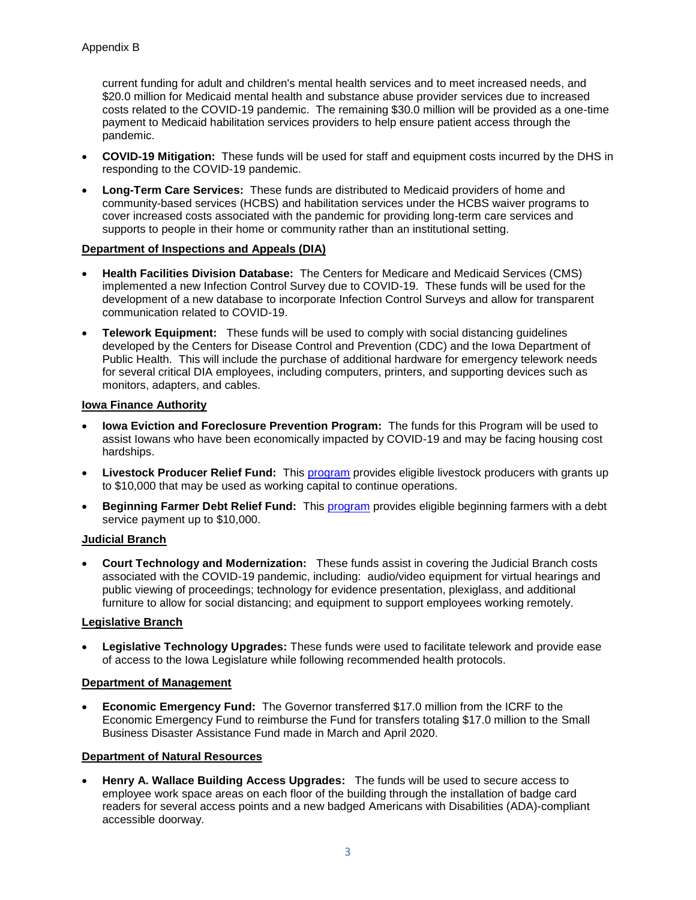current funding for adult and children's mental health services and to meet increased needs, and $20.0 million for Medicaid mental health and substance abuse provider services due to increased costs related to the COVID-19 pandemic. The remaining $30.0 million will be provided as a one-time payment to Medicaid habilitation services providers to help ensure patient access through the pandemic.

- **COVID-19 Mitigation:** These funds will be used for staff and equipment costs incurred by the DHS in responding to the COVID-19 pandemic.
- **Long-Term Care Services:** These funds are distributed to Medicaid providers of home and community-based services (HCBS) and habilitation services under the HCBS waiver programs to cover increased costs associated with the pandemic for providing long-term care services and supports to people in their home or community rather than an institutional setting.

**Department of Inspections and Appeals (DIA)**

- **Health Facilities Division Database:** The Centers for Medicare and Medicaid Services (CMS) implemented a new Infection Control Survey due to COVID-19. These funds will be used for the development of a new database to incorporate Infection Control Surveys and allow for transparent communication related to COVID-19.
- **Telework Equipment:** These funds will be used to comply with social distancing guidelines developed by the Centers for Disease Control and Prevention (CDC) and the Iowa Department of Public Health. This will include the purchase of additional hardware for emergency telework needs for several critical DIA employees, including computers, printers, and supporting devices such as monitors, adapters, and cables.

**Iowa Finance Authority**

- **Iowa Eviction and Foreclosure Prevention Program:** The funds for this Program will be used to assist Iowans who have been economically impacted by COVID-19 and may be facing housing cost hardships.
- **Livestock Producer Relief Fund:** This program provides eligible livestock producers with grants up to $10,000 that may be used as working capital to continue operations.
- **Beginning Farmer Debt Relief Fund:** This program provides eligible beginning farmers with a debt service payment up to $10,000.

**Judicial Branch**

- **Court Technology and Modernization:** These funds assist in covering the Judicial Branch costs associated with the COVID-19 pandemic, including: audio/video equipment for virtual hearings and public viewing of proceedings; technology for evidence presentation, plexiglass, and additional furniture to allow for social distancing; and equipment to support employees working remotely.

**Legislative Branch**

- **Legislative Technology Upgrades:** These funds were used to facilitate telework and provide ease of access to the Iowa Legislature while following recommended health protocols.

**Department of Management**

- **Economic Emergency Fund:** The Governor transferred $17.0 million from the ICRF to the Economic Emergency Fund to reimburse the Fund for transfers totaling $17.0 million to the Small Business Disaster Assistance Fund made in March and April 2020.

**Department of Natural Resources**

- **Henry A. Wallace Building Access Upgrades:** The funds will be used to secure access to employee work space areas on each floor of the building through the installation of badge card readers for several access points and a new badged Americans with Disabilities (ADA)-compliant accessible doorway.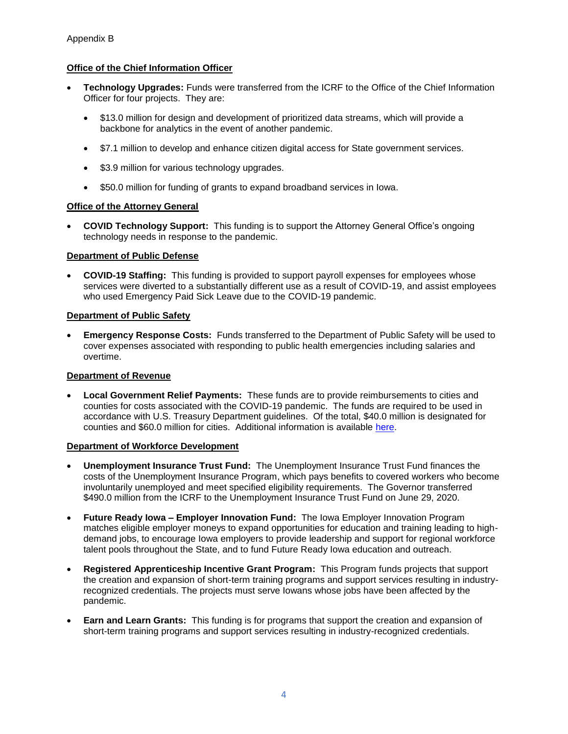Appendix B

**Office of the Chief Information Officer**

- **Technology Upgrades:** Funds were transferred from the ICRF to the Office of the Chief Information Officer for four projects. They are:
  - $13.0 million for design and development of prioritized data streams, which will provide a backbone for analytics in the event of another pandemic.
  - $7.1 million to develop and enhance citizen digital access for State government services.
  - $3.9 million for various technology upgrades.
  - $50.0 million for funding of grants to expand broadband services in Iowa.

**Office of the Attorney General**

- **COVID Technology Support:** This funding is to support the Attorney General Office's ongoing technology needs in response to the pandemic.

**Department of Public Defense**

- **COVID-19 Staffing:** This funding is provided to support payroll expenses for employees whose services were diverted to a substantially different use as a result of COVID-19, and assist employees who used Emergency Paid Sick Leave due to the COVID-19 pandemic.

**Department of Public Safety**

- **Emergency Response Costs:** Funds transferred to the Department of Public Safety will be used to cover expenses associated with responding to public health emergencies including salaries and overtime.

**Department of Revenue**

- **Local Government Relief Payments:** These funds are to provide reimbursements to cities and counties for costs associated with the COVID-19 pandemic. The funds are required to be used in accordance with U.S. Treasury Department guidelines. Of the total, $40.0 million is designated for counties and $60.0 million for cities. Additional information is available here.

**Department of Workforce Development**

- **Unemployment Insurance Trust Fund:** The Unemployment Insurance Trust Fund finances the costs of the Unemployment Insurance Program, which pays benefits to covered workers who become involuntarily unemployed and meet specified eligibility requirements. The Governor transferred $490.0 million from the ICRF to the Unemployment Insurance Trust Fund on June 29, 2020.
- **Future Ready Iowa – Employer Innovation Fund:** The Iowa Employer Innovation Program matches eligible employer moneys to expand opportunities for education and training leading to high-demand jobs, to encourage Iowa employers to provide leadership and support for regional workforce talent pools throughout the State, and to fund Future Ready Iowa education and outreach.
- **Registered Apprenticeship Incentive Grant Program:** This Program funds projects that support the creation and expansion of short-term training programs and support services resulting in industry-recognized credentials. The projects must serve Iowans whose jobs have been affected by the pandemic.
- **Earn and Learn Grants:** This funding is for programs that support the creation and expansion of short-term training programs and support services resulting in industry-recognized credentials.